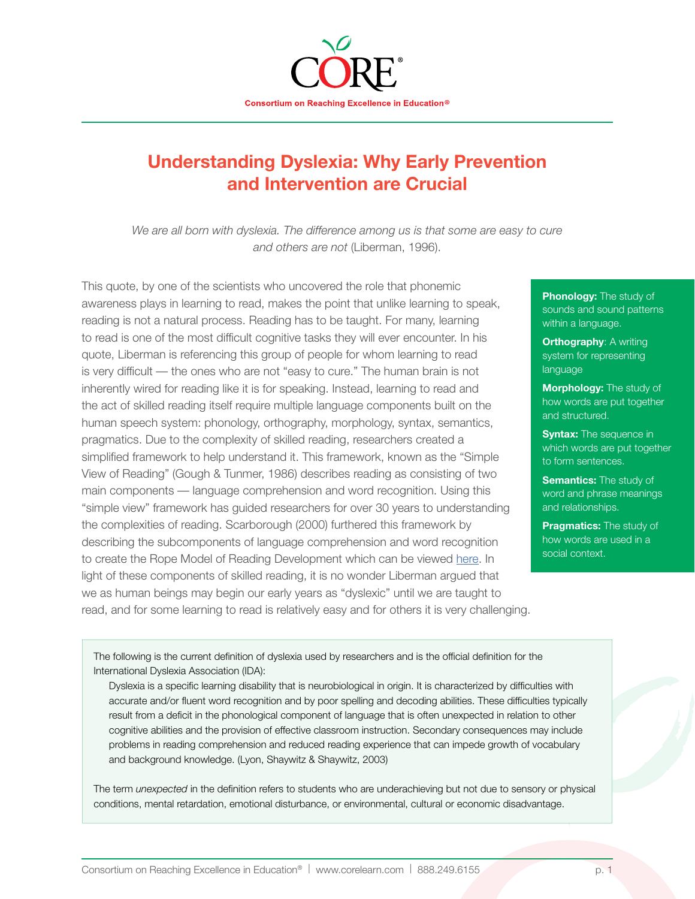CORE

Consortium on Reaching Excellence in Education®

# Understanding Dyslexia: Why Early Prevention and Intervention are Crucial

*We are all born with dyslexia. The difference among us is that some are easy to cure and others are not* (Liberman, 1996).

This quote, by one of the scientists who uncovered the role that phonemic awareness plays in learning to read, makes the point that unlike learning to speak, reading is not a natural process. Reading has to be taught. For many, learning to read is one of the most difficult cognitive tasks they will ever encounter. In his quote, Liberman is referencing this group of people for whom learning to read is very difficult — the ones who are not "easy to cure." The human brain is not inherently wired for reading like it is for speaking. Instead, learning to read and the act of skilled reading itself require multiple language components built on the human speech system: phonology, orthography, morphology, syntax, semantics, pragmatics. Due to the complexity of skilled reading, researchers created a simplified framework to help understand it. This framework, known as the "Simple View of Reading" (Gough & Tunmer, 1986) describes reading as consisting of two main components — language comprehension and word recognition. Using this "simple view" framework has guided researchers for over 30 years to understanding the complexities of reading. Scarborough (2000) furthered this framework by describing the subcomponents of language comprehension and word recognition to create the Rope Model of Reading Development which can be viewed here. In light of these components of skilled reading, it is no wonder Liberman argued that we as human beings may begin our early years as "dyslexic" until we are taught to read, and for some learning to read is relatively easy and for others it is very challenging.

**Phonology:** The study of sounds and sound patterns within a language.

**Orthography**: A writing system for representing language

**Morphology:** The study of how words are put together and structured.

**Syntax:** The sequence in which words are put together to form sentences.

**Semantics:** The study of word and phrase meanings and relationships.

**Pragmatics:** The study of how words are used in a social context.

The following is the current definition of dyslexia used by researchers and is the official definition for the International Dyslexia Association (IDA):

> Dyslexia is a specific learning disability that is neurobiological in origin. It is characterized by difficulties with accurate and/or fluent word recognition and by poor spelling and decoding abilities. These difficulties typically result from a deficit in the phonological component of language that is often unexpected in relation to other cognitive abilities and the provision of effective classroom instruction. Secondary consequences may include problems in reading comprehension and reduced reading experience that can impede growth of vocabulary and background knowledge. (Lyon, Shaywitz & Shaywitz, 2003)

The term *unexpected* in the definition refers to students who are underachieving but not due to sensory or physical conditions, mental retardation, emotional disturbance, or environmental, cultural or economic disadvantage.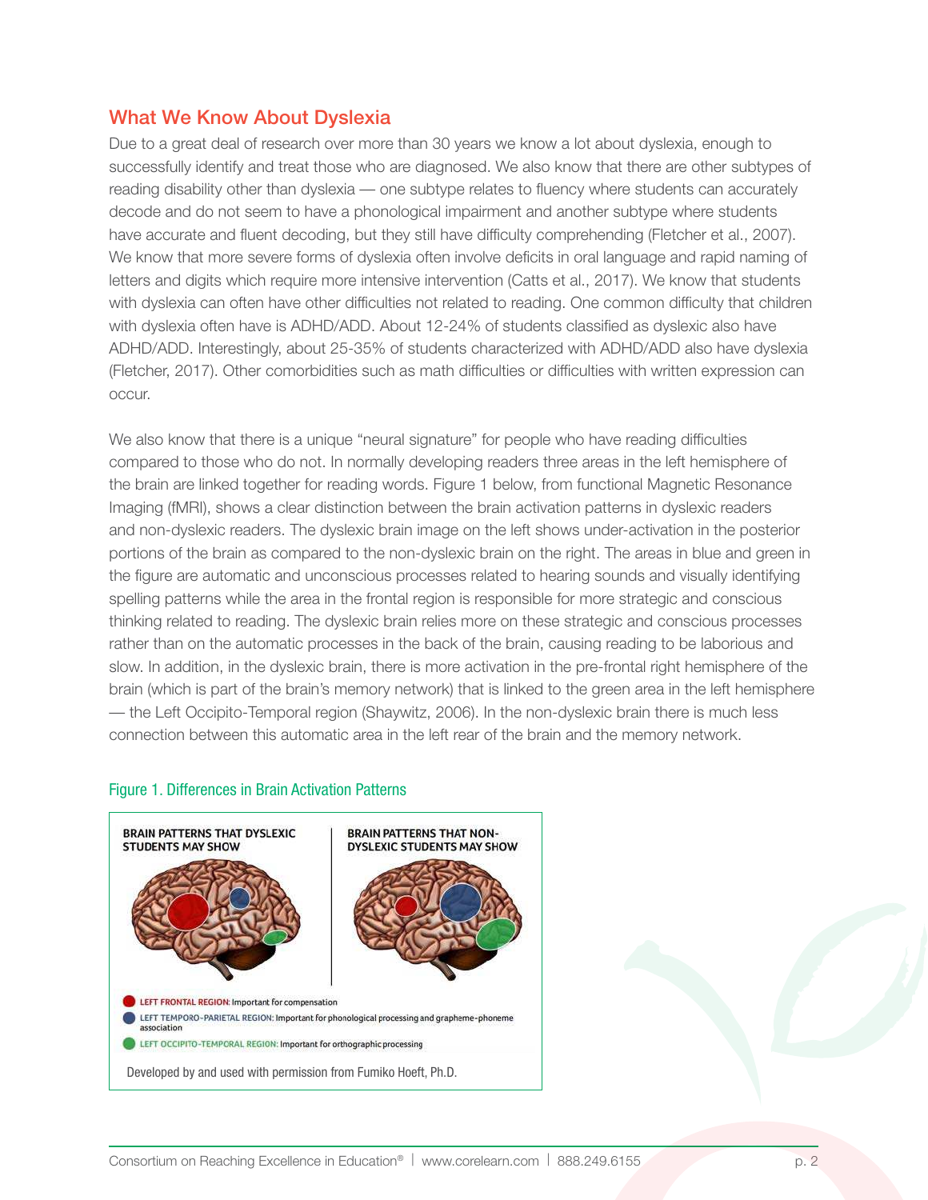## What We Know About Dyslexia

Due to a great deal of research over more than 30 years we know a lot about dyslexia, enough to successfully identify and treat those who are diagnosed. We also know that there are other subtypes of reading disability other than dyslexia — one subtype relates to fluency where students can accurately decode and do not seem to have a phonological impairment and another subtype where students have accurate and fluent decoding, but they still have difficulty comprehending (Fletcher et al., 2007). We know that more severe forms of dyslexia often involve deficits in oral language and rapid naming of letters and digits which require more intensive intervention (Catts et al., 2017). We know that students with dyslexia can often have other difficulties not related to reading. One common difficulty that children with dyslexia often have is ADHD/ADD. About 12-24% of students classified as dyslexic also have ADHD/ADD. Interestingly, about 25-35% of students characterized with ADHD/ADD also have dyslexia (Fletcher, 2017). Other comorbidities such as math difficulties or difficulties with written expression can occur.

We also know that there is a unique "neural signature" for people who have reading difficulties compared to those who do not. In normally developing readers three areas in the left hemisphere of the brain are linked together for reading words. Figure 1 below, from functional Magnetic Resonance Imaging (fMRI), shows a clear distinction between the brain activation patterns in dyslexic readers and non-dyslexic readers. The dyslexic brain image on the left shows under-activation in the posterior portions of the brain as compared to the non-dyslexic brain on the right. The areas in blue and green in the figure are automatic and unconscious processes related to hearing sounds and visually identifying spelling patterns while the area in the frontal region is responsible for more strategic and conscious thinking related to reading. The dyslexic brain relies more on these strategic and conscious processes rather than on the automatic processes in the back of the brain, causing reading to be laborious and slow. In addition, in the dyslexic brain, there is more activation in the pre-frontal right hemisphere of the brain (which is part of the brain's memory network) that is linked to the green area in the left hemisphere — the Left Occipito-Temporal region (Shaywitz, 2006). In the non-dyslexic brain there is much less connection between this automatic area in the left rear of the brain and the memory network.

Figure 1. Differences in Brain Activation Patterns

BRAIN PATTERNS THAT DYSLEXIC STUDENTS MAY SHOW

BRAIN PATTERNS THAT NON-DYSLEXIC STUDENTS MAY SHOW

LEFT FRONTAL REGION: Important for compensation

LEFT TEMPORO-PARIETAL REGION: Important for phonological processing and grapheme-phoneme association

LEFT OCCIPITO-TEMPORAL REGION: Important for orthographic processing

Developed by and used with permission from Fumiko Hoeft, Ph.D.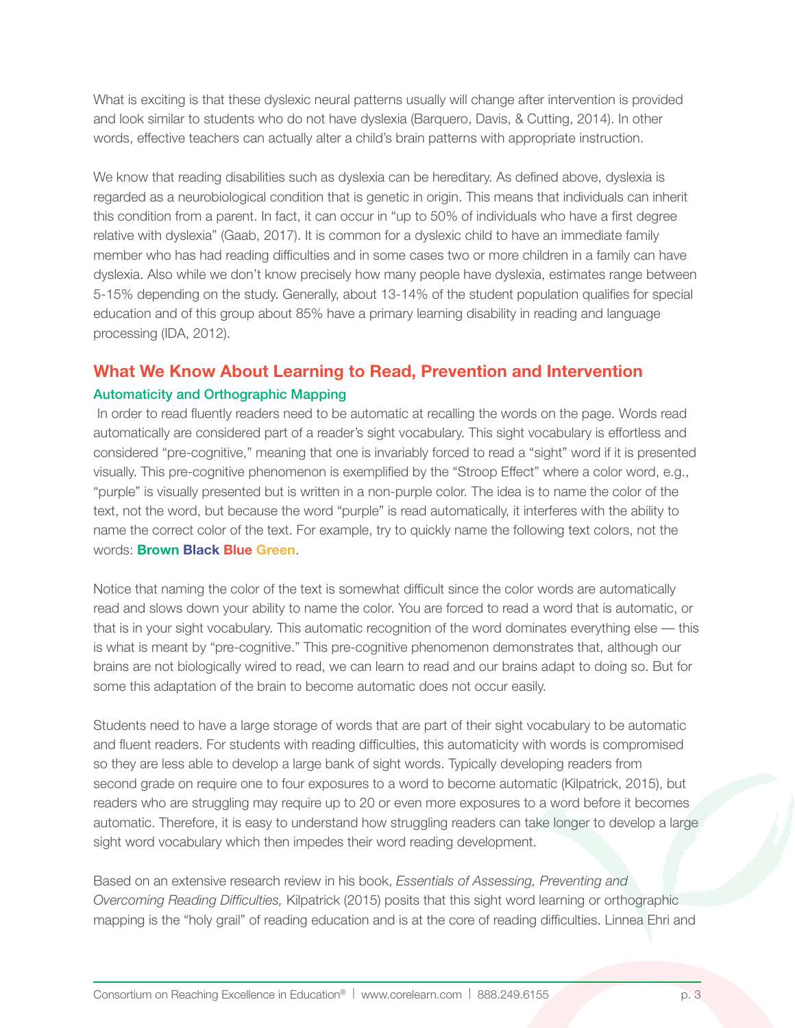What is exciting is that these dyslexic neural patterns usually will change after intervention is provided and look similar to students who do not have dyslexia (Barquero, Davis, & Cutting, 2014). In other words, effective teachers can actually alter a child's brain patterns with appropriate instruction.

We know that reading disabilities such as dyslexia can be hereditary. As defined above, dyslexia is regarded as a neurobiological condition that is genetic in origin. This means that individuals can inherit this condition from a parent. In fact, it can occur in "up to 50% of individuals who have a first degree relative with dyslexia" (Gaab, 2017). It is common for a dyslexic child to have an immediate family member who has had reading difficulties and in some cases two or more children in a family can have dyslexia. Also while we don't know precisely how many people have dyslexia, estimates range between 5-15% depending on the study. Generally, about 13-14% of the student population qualifies for special education and of this group about 85% have a primary learning disability in reading and language processing (IDA, 2012).

## What We Know About Learning to Read, Prevention and Intervention

### Automaticity and Orthographic Mapping

In order to read fluently readers need to be automatic at recalling the words on the page. Words read automatically are considered part of a reader's sight vocabulary. This sight vocabulary is effortless and considered "pre-cognitive," meaning that one is invariably forced to read a "sight" word if it is presented visually. This pre-cognitive phenomenon is exemplified by the "Stroop Effect" where a color word, e.g., "purple" is visually presented but is written in a non-purple color. The idea is to name the color of the text, not the word, but because the word "purple" is read automatically, it interferes with the ability to name the correct color of the text. For example, try to quickly name the following text colors, not the words: **Brown Black Blue Green**.

Notice that naming the color of the text is somewhat difficult since the color words are automatically read and slows down your ability to name the color. You are forced to read a word that is automatic, or that is in your sight vocabulary. This automatic recognition of the word dominates everything else — this is what is meant by "pre-cognitive." This pre-cognitive phenomenon demonstrates that, although our brains are not biologically wired to read, we can learn to read and our brains adapt to doing so. But for some this adaptation of the brain to become automatic does not occur easily.

Students need to have a large storage of words that are part of their sight vocabulary to be automatic and fluent readers. For students with reading difficulties, this automaticity with words is compromised so they are less able to develop a large bank of sight words. Typically developing readers from second grade on require one to four exposures to a word to become automatic (Kilpatrick, 2015), but readers who are struggling may require up to 20 or even more exposures to a word before it becomes automatic. Therefore, it is easy to understand how struggling readers can take longer to develop a large sight word vocabulary which then impedes their word reading development.

Based on an extensive research review in his book, *Essentials of Assessing, Preventing and Overcoming Reading Difficulties,* Kilpatrick (2015) posits that this sight word learning or orthographic mapping is the "holy grail" of reading education and is at the core of reading difficulties. Linnea Ehri and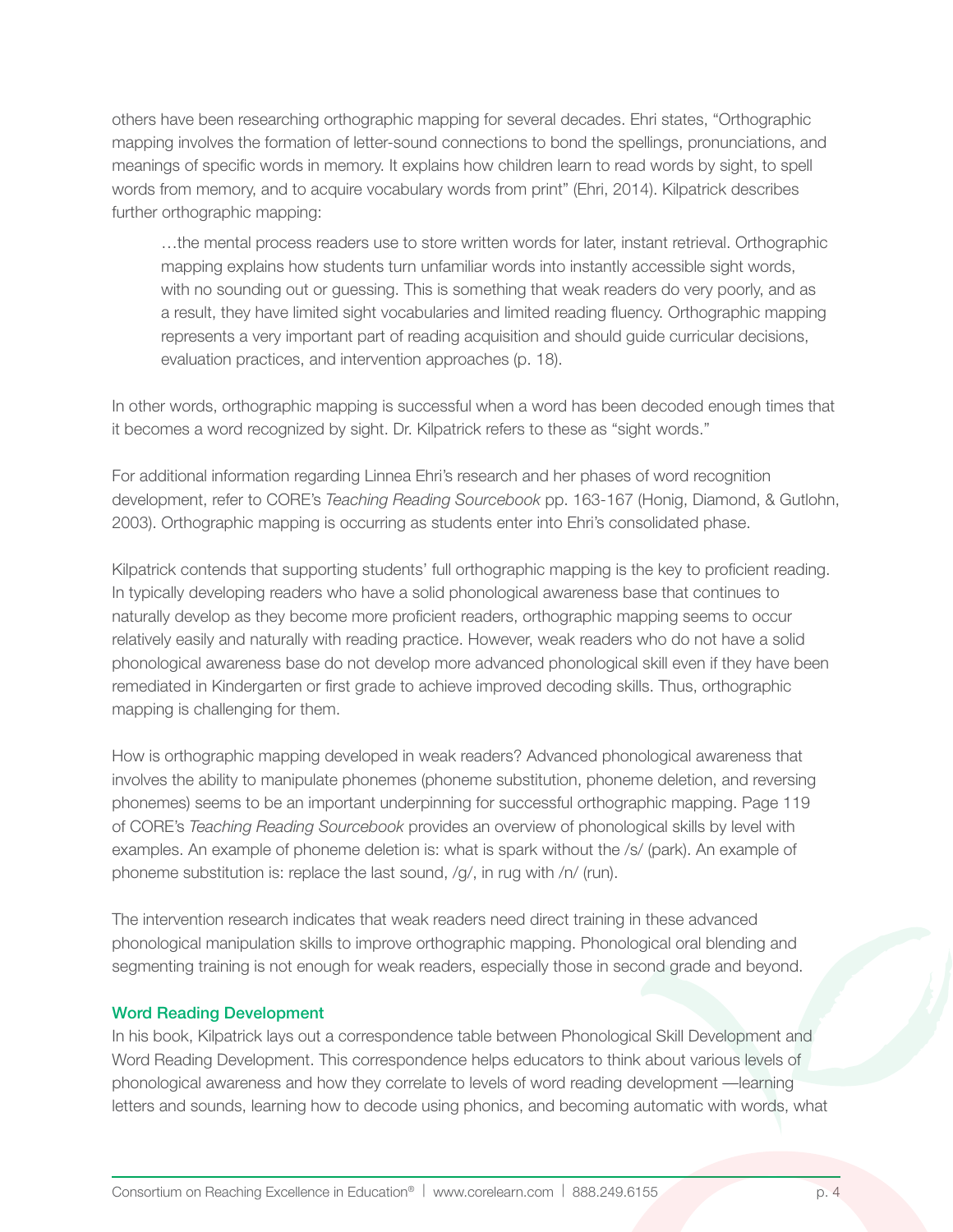others have been researching orthographic mapping for several decades. Ehri states, "Orthographic mapping involves the formation of letter-sound connections to bond the spellings, pronunciations, and meanings of specific words in memory. It explains how children learn to read words by sight, to spell words from memory, and to acquire vocabulary words from print" (Ehri, 2014). Kilpatrick describes further orthographic mapping:

> …the mental process readers use to store written words for later, instant retrieval. Orthographic mapping explains how students turn unfamiliar words into instantly accessible sight words, with no sounding out or guessing. This is something that weak readers do very poorly, and as a result, they have limited sight vocabularies and limited reading fluency. Orthographic mapping represents a very important part of reading acquisition and should guide curricular decisions, evaluation practices, and intervention approaches (p. 18).

In other words, orthographic mapping is successful when a word has been decoded enough times that it becomes a word recognized by sight. Dr. Kilpatrick refers to these as "sight words."

For additional information regarding Linnea Ehri's research and her phases of word recognition development, refer to CORE's *Teaching Reading Sourcebook* pp. 163-167 (Honig, Diamond, & Gutlohn, 2003). Orthographic mapping is occurring as students enter into Ehri's consolidated phase.

Kilpatrick contends that supporting students' full orthographic mapping is the key to proficient reading. In typically developing readers who have a solid phonological awareness base that continues to naturally develop as they become more proficient readers, orthographic mapping seems to occur relatively easily and naturally with reading practice. However, weak readers who do not have a solid phonological awareness base do not develop more advanced phonological skill even if they have been remediated in Kindergarten or first grade to achieve improved decoding skills. Thus, orthographic mapping is challenging for them.

How is orthographic mapping developed in weak readers? Advanced phonological awareness that involves the ability to manipulate phonemes (phoneme substitution, phoneme deletion, and reversing phonemes) seems to be an important underpinning for successful orthographic mapping. Page 119 of CORE's *Teaching Reading Sourcebook* provides an overview of phonological skills by level with examples. An example of phoneme deletion is: what is spark without the /s/ (park). An example of phoneme substitution is: replace the last sound, /g/, in rug with /n/ (run).

The intervention research indicates that weak readers need direct training in these advanced phonological manipulation skills to improve orthographic mapping. Phonological oral blending and segmenting training is not enough for weak readers, especially those in second grade and beyond.

### Word Reading Development

In his book, Kilpatrick lays out a correspondence table between Phonological Skill Development and Word Reading Development. This correspondence helps educators to think about various levels of phonological awareness and how they correlate to levels of word reading development —learning letters and sounds, learning how to decode using phonics, and becoming automatic with words, what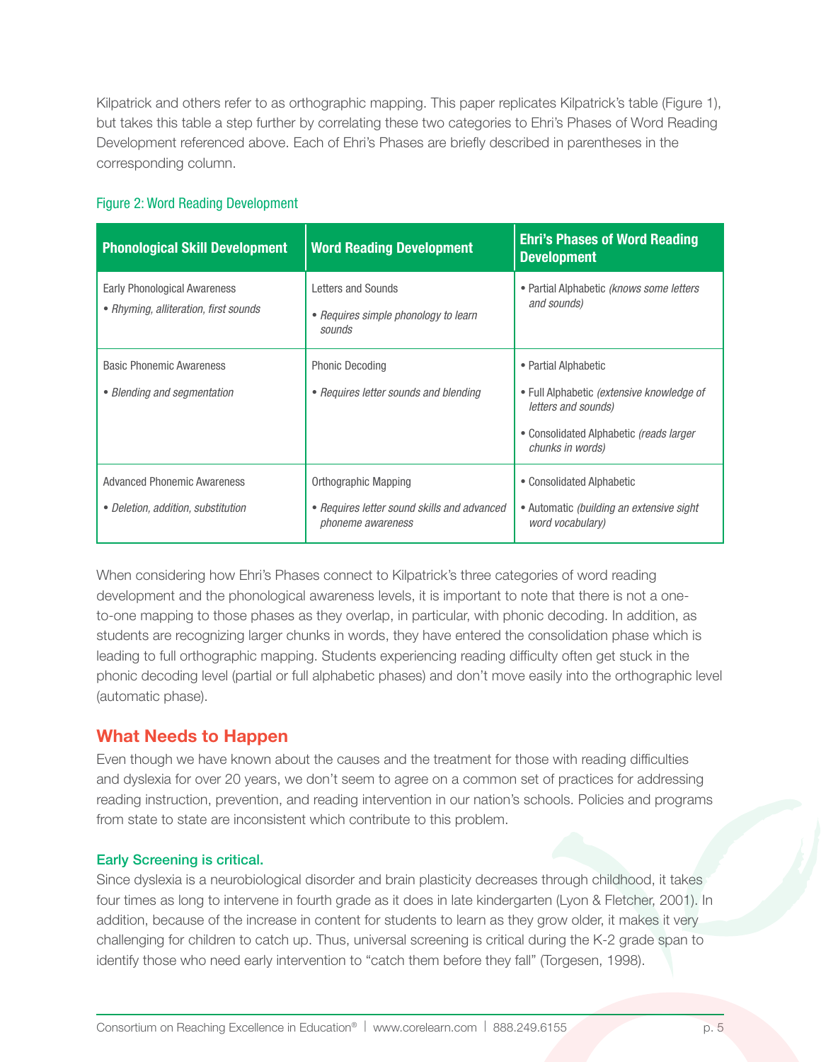Kilpatrick and others refer to as orthographic mapping. This paper replicates Kilpatrick's table (Figure 1), but takes this table a step further by correlating these two categories to Ehri's Phases of Word Reading Development referenced above. Each of Ehri's Phases are briefly described in parentheses in the corresponding column.

Figure 2: Word Reading Development

| Phonological Skill Development | Word Reading Development | Ehri's Phases of Word Reading Development |
|---|---|---|
| Early Phonological Awareness<br>• *Rhyming, alliteration, first sounds* | Letters and Sounds<br>• *Requires simple phonology to learn sounds* | • Partial Alphabetic *(knows some letters and sounds)* |
| Basic Phonemic Awareness<br>• *Blending and segmentation* | Phonic Decoding<br>• *Requires letter sounds and blending* | • Partial Alphabetic<br>• Full Alphabetic *(extensive knowledge of letters and sounds)*<br>• Consolidated Alphabetic *(reads larger chunks in words)* |
| Advanced Phonemic Awareness<br>• *Deletion, addition, substitution* | Orthographic Mapping<br>• *Requires letter sound skills and advanced phoneme awareness* | • Consolidated Alphabetic<br>• Automatic *(building an extensive sight word vocabulary)* |

When considering how Ehri's Phases connect to Kilpatrick's three categories of word reading development and the phonological awareness levels, it is important to note that there is not a one-to-one mapping to those phases as they overlap, in particular, with phonic decoding. In addition, as students are recognizing larger chunks in words, they have entered the consolidation phase which is leading to full orthographic mapping. Students experiencing reading difficulty often get stuck in the phonic decoding level (partial or full alphabetic phases) and don't move easily into the orthographic level (automatic phase).

## What Needs to Happen

Even though we have known about the causes and the treatment for those with reading difficulties and dyslexia for over 20 years, we don't seem to agree on a common set of practices for addressing reading instruction, prevention, and reading intervention in our nation's schools. Policies and programs from state to state are inconsistent which contribute to this problem.

### Early Screening is critical.

Since dyslexia is a neurobiological disorder and brain plasticity decreases through childhood, it takes four times as long to intervene in fourth grade as it does in late kindergarten (Lyon & Fletcher, 2001). In addition, because of the increase in content for students to learn as they grow older, it makes it very challenging for children to catch up. Thus, universal screening is critical during the K-2 grade span to identify those who need early intervention to "catch them before they fall" (Torgesen, 1998).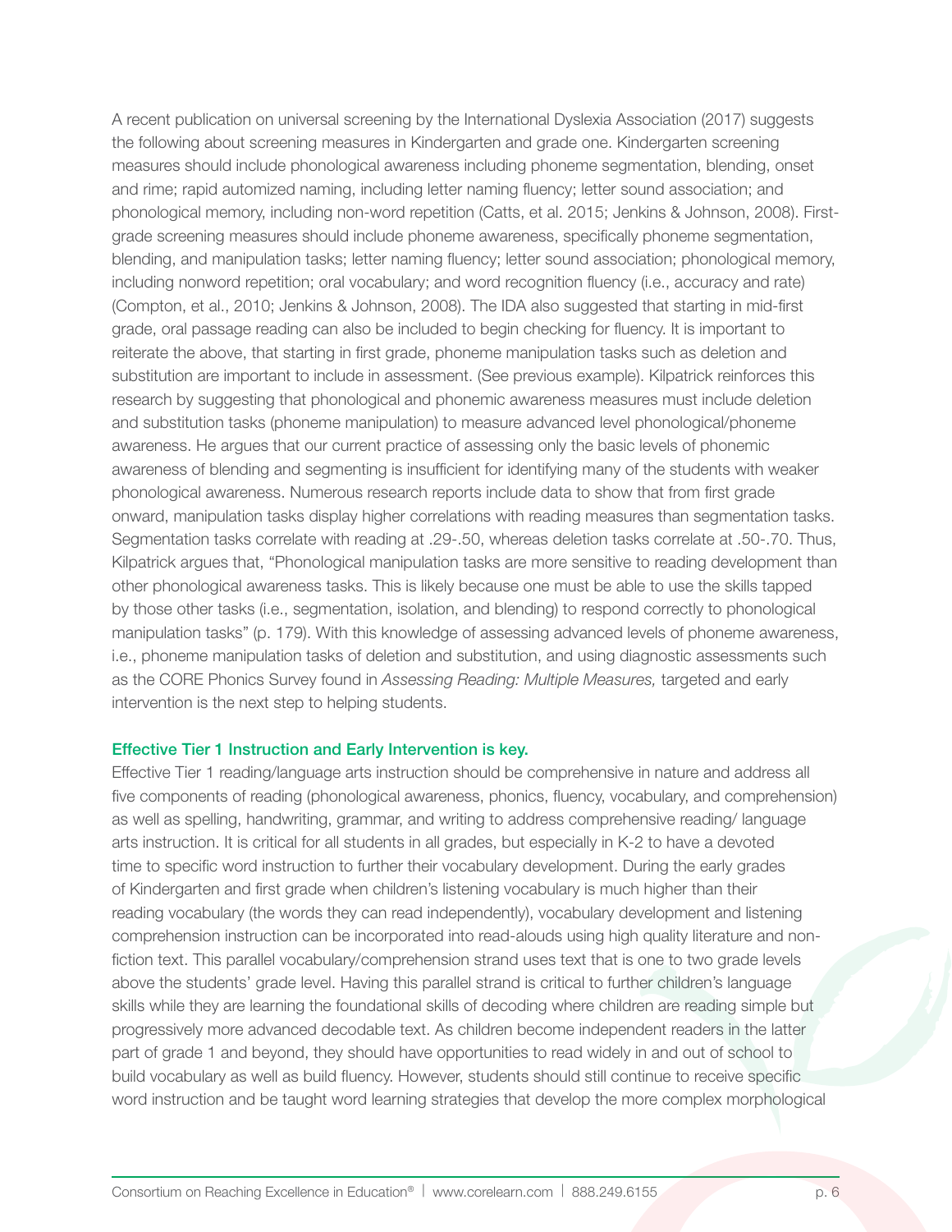A recent publication on universal screening by the International Dyslexia Association (2017) suggests the following about screening measures in Kindergarten and grade one. Kindergarten screening measures should include phonological awareness including phoneme segmentation, blending, onset and rime; rapid automatized naming, including letter naming fluency; letter sound association; and phonological memory, including non-word repetition (Catts, et al. 2015; Jenkins & Johnson, 2008). First-grade screening measures should include phoneme awareness, specifically phoneme segmentation, blending, and manipulation tasks; letter naming fluency; letter sound association; phonological memory, including nonword repetition; oral vocabulary; and word recognition fluency (i.e., accuracy and rate) (Compton, et al., 2010; Jenkins & Johnson, 2008). The IDA also suggested that starting in mid-first grade, oral passage reading can also be included to begin checking for fluency. It is important to reiterate the above, that starting in first grade, phoneme manipulation tasks such as deletion and substitution are important to include in assessment. (See previous example). Kilpatrick reinforces this research by suggesting that phonological and phonemic awareness measures must include deletion and substitution tasks (phoneme manipulation) to measure advanced level phonological/phoneme awareness. He argues that our current practice of assessing only the basic levels of phonemic awareness of blending and segmenting is insufficient for identifying many of the students with weaker phonological awareness. Numerous research reports include data to show that from first grade onward, manipulation tasks display higher correlations with reading measures than segmentation tasks. Segmentation tasks correlate with reading at .29-.50, whereas deletion tasks correlate at .50-.70. Thus, Kilpatrick argues that, "Phonological manipulation tasks are more sensitive to reading development than other phonological awareness tasks. This is likely because one must be able to use the skills tapped by those other tasks (i.e., segmentation, isolation, and blending) to respond correctly to phonological manipulation tasks" (p. 179). With this knowledge of assessing advanced levels of phoneme awareness, i.e., phoneme manipulation tasks of deletion and substitution, and using diagnostic assessments such as the CORE Phonics Survey found in *Assessing Reading: Multiple Measures,* targeted and early intervention is the next step to helping students.

**Effective Tier 1 Instruction and Early Intervention is key.**

Effective Tier 1 reading/language arts instruction should be comprehensive in nature and address all five components of reading (phonological awareness, phonics, fluency, vocabulary, and comprehension) as well as spelling, handwriting, grammar, and writing to address comprehensive reading/ language arts instruction. It is critical for all students in all grades, but especially in K-2 to have a devoted time to specific word instruction to further their vocabulary development. During the early grades of Kindergarten and first grade when children's listening vocabulary is much higher than their reading vocabulary (the words they can read independently), vocabulary development and listening comprehension instruction can be incorporated into read-alouds using high quality literature and non-fiction text. This parallel vocabulary/comprehension strand uses text that is one to two grade levels above the students' grade level. Having this parallel strand is critical to further children's language skills while they are learning the foundational skills of decoding where children are reading simple but progressively more advanced decodable text. As children become independent readers in the latter part of grade 1 and beyond, they should have opportunities to read widely in and out of school to build vocabulary as well as build fluency. However, students should still continue to receive specific word instruction and be taught word learning strategies that develop the more complex morphological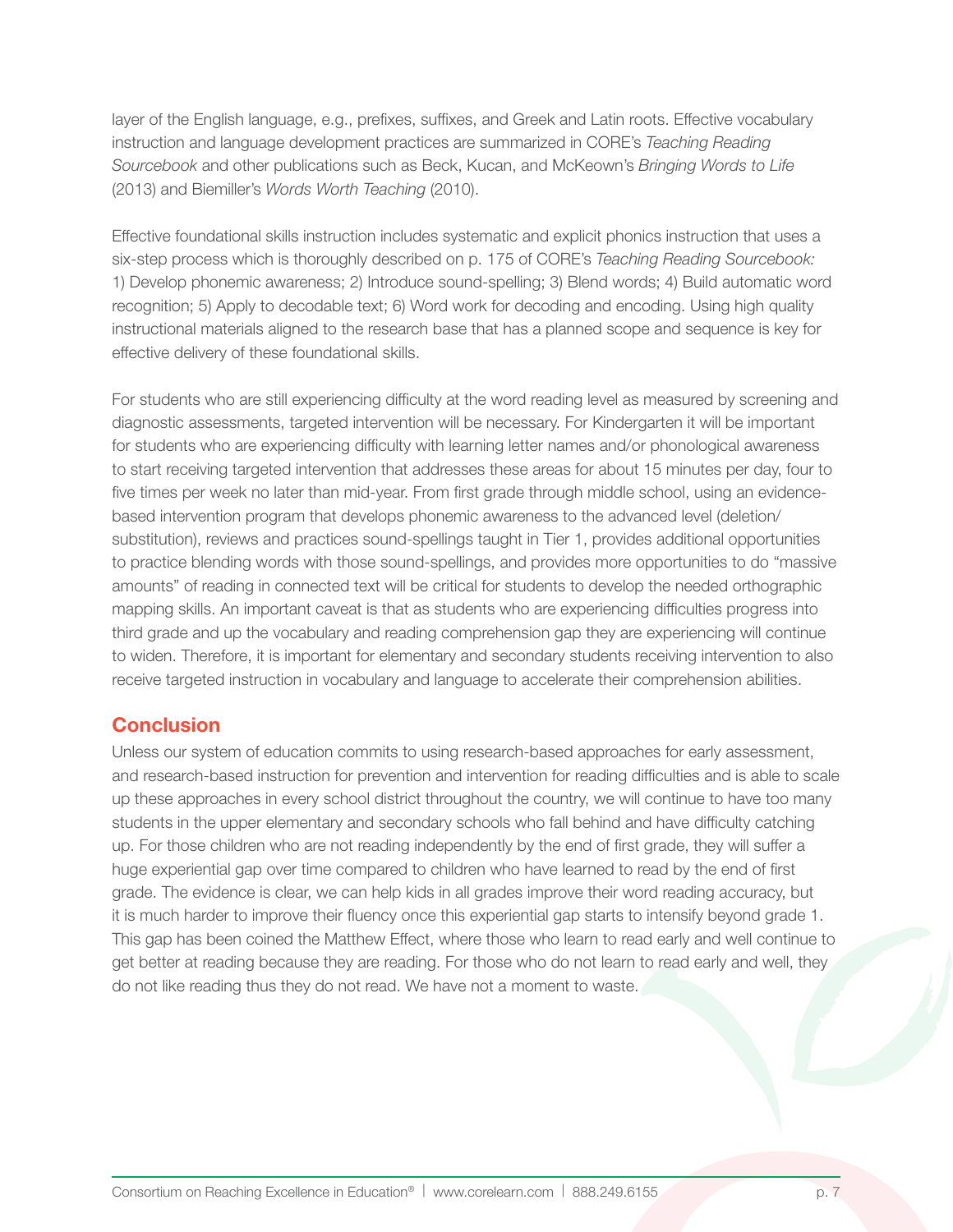layer of the English language, e.g., prefixes, suffixes, and Greek and Latin roots. Effective vocabulary instruction and language development practices are summarized in CORE's *Teaching Reading Sourcebook* and other publications such as Beck, Kucan, and McKeown's *Bringing Words to Life* (2013) and Biemiller's *Words Worth Teaching* (2010).

Effective foundational skills instruction includes systematic and explicit phonics instruction that uses a six-step process which is thoroughly described on p. 175 of CORE's *Teaching Reading Sourcebook:* 1) Develop phonemic awareness; 2) Introduce sound-spelling; 3) Blend words; 4) Build automatic word recognition; 5) Apply to decodable text; 6) Word work for decoding and encoding. Using high quality instructional materials aligned to the research base that has a planned scope and sequence is key for effective delivery of these foundational skills.

For students who are still experiencing difficulty at the word reading level as measured by screening and diagnostic assessments, targeted intervention will be necessary. For Kindergarten it will be important for students who are experiencing difficulty with learning letter names and/or phonological awareness to start receiving targeted intervention that addresses these areas for about 15 minutes per day, four to five times per week no later than mid-year. From first grade through middle school, using an evidence-based intervention program that develops phonemic awareness to the advanced level (deletion/substitution), reviews and practices sound-spellings taught in Tier 1, provides additional opportunities to practice blending words with those sound-spellings, and provides more opportunities to do "massive amounts" of reading in connected text will be critical for students to develop the needed orthographic mapping skills. An important caveat is that as students who are experiencing difficulties progress into third grade and up the vocabulary and reading comprehension gap they are experiencing will continue to widen. Therefore, it is important for elementary and secondary students receiving intervention to also receive targeted instruction in vocabulary and language to accelerate their comprehension abilities.

## Conclusion

Unless our system of education commits to using research-based approaches for early assessment, and research-based instruction for prevention and intervention for reading difficulties and is able to scale up these approaches in every school district throughout the country, we will continue to have too many students in the upper elementary and secondary schools who fall behind and have difficulty catching up. For those children who are not reading independently by the end of first grade, they will suffer a huge experiential gap over time compared to children who have learned to read by the end of first grade. The evidence is clear, we can help kids in all grades improve their word reading accuracy, but it is much harder to improve their fluency once this experiential gap starts to intensify beyond grade 1. This gap has been coined the Matthew Effect, where those who learn to read early and well continue to get better at reading because they are reading. For those who do not learn to read early and well, they do not like reading thus they do not read. We have not a moment to waste.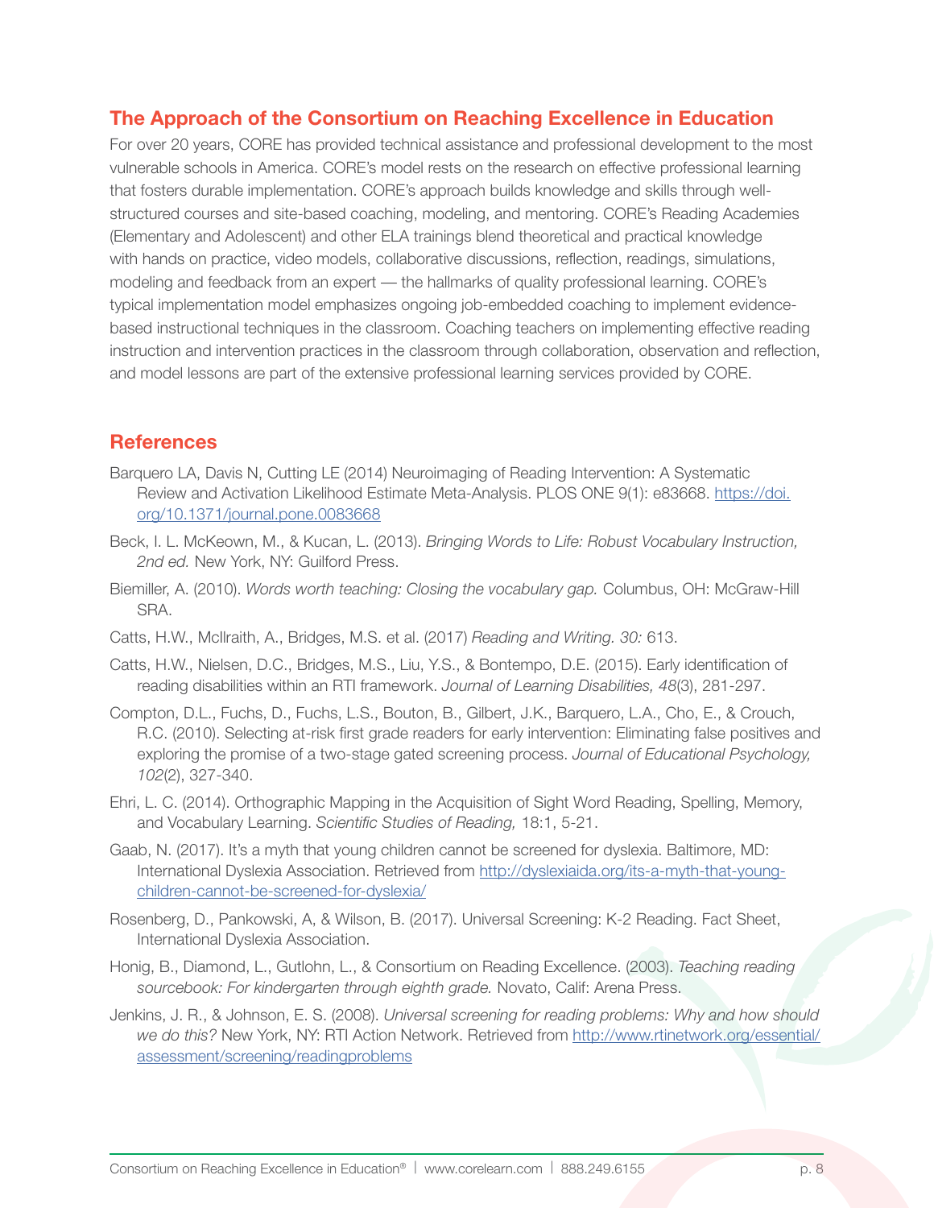## The Approach of the Consortium on Reaching Excellence in Education

For over 20 years, CORE has provided technical assistance and professional development to the most vulnerable schools in America. CORE's model rests on the research on effective professional learning that fosters durable implementation. CORE's approach builds knowledge and skills through well-structured courses and site-based coaching, modeling, and mentoring. CORE's Reading Academies (Elementary and Adolescent) and other ELA trainings blend theoretical and practical knowledge with hands on practice, video models, collaborative discussions, reflection, readings, simulations, modeling and feedback from an expert — the hallmarks of quality professional learning. CORE's typical implementation model emphasizes ongoing job-embedded coaching to implement evidence-based instructional techniques in the classroom. Coaching teachers on implementing effective reading instruction and intervention practices in the classroom through collaboration, observation and reflection, and model lessons are part of the extensive professional learning services provided by CORE.

## References

Barquero LA, Davis N, Cutting LE (2014) Neuroimaging of Reading Intervention: A Systematic Review and Activation Likelihood Estimate Meta-Analysis. PLOS ONE 9(1): e83668. https://doi.org/10.1371/journal.pone.0083668

Beck, I. L. McKeown, M., & Kucan, L. (2013). *Bringing Words to Life: Robust Vocabulary Instruction, 2nd ed.* New York, NY: Guilford Press.

Biemiller, A. (2010). *Words worth teaching: Closing the vocabulary gap.* Columbus, OH: McGraw-Hill SRA.

Catts, H.W., McIlraith, A., Bridges, M.S. et al. (2017) *Reading and Writing. 30:* 613.

Catts, H.W., Nielsen, D.C., Bridges, M.S., Liu, Y.S., & Bontempo, D.E. (2015). Early identification of reading disabilities within an RTI framework. *Journal of Learning Disabilities, 48*(3), 281-297.

Compton, D.L., Fuchs, D., Fuchs, L.S., Bouton, B., Gilbert, J.K., Barquero, L.A., Cho, E., & Crouch, R.C. (2010). Selecting at-risk first grade readers for early intervention: Eliminating false positives and exploring the promise of a two-stage gated screening process. *Journal of Educational Psychology, 102*(2), 327-340.

Ehri, L. C. (2014). Orthographic Mapping in the Acquisition of Sight Word Reading, Spelling, Memory, and Vocabulary Learning. *Scientific Studies of Reading,* 18:1, 5-21.

Gaab, N. (2017). It's a myth that young children cannot be screened for dyslexia. Baltimore, MD: International Dyslexia Association. Retrieved from http://dyslexiaida.org/its-a-myth-that-young-children-cannot-be-screened-for-dyslexia/

Rosenberg, D., Pankowski, A, & Wilson, B. (2017). Universal Screening: K-2 Reading. Fact Sheet, International Dyslexia Association.

Honig, B., Diamond, L., Gutlohn, L., & Consortium on Reading Excellence. (2003). *Teaching reading sourcebook: For kindergarten through eighth grade.* Novato, Calif: Arena Press.

Jenkins, J. R., & Johnson, E. S. (2008). *Universal screening for reading problems: Why and how should we do this?* New York, NY: RTI Action Network. Retrieved from http://www.rtinetwork.org/essential/assessment/screening/readingproblems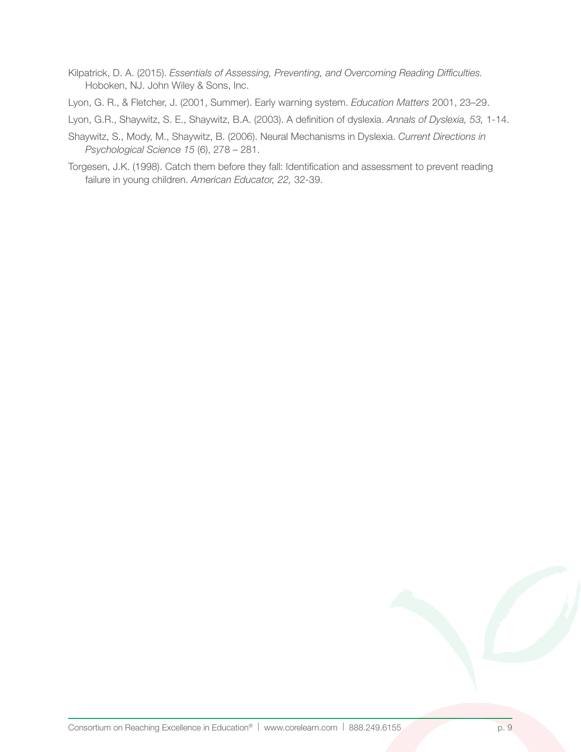Kilpatrick, D. A. (2015). *Essentials of Assessing, Preventing, and Overcoming Reading Difficulties.* Hoboken, NJ. John Wiley & Sons, Inc.

Lyon, G. R., & Fletcher, J. (2001, Summer). Early warning system. *Education Matters* 2001, 23–29.

Lyon, G.R., Shaywitz, S. E., Shaywitz, B.A. (2003). A definition of dyslexia. *Annals of Dyslexia, 53,* 1-14.

Shaywitz, S., Mody, M., Shaywitz, B. (2006). Neural Mechanisms in Dyslexia. *Current Directions in Psychological Science 15* (6), 278 – 281.

Torgesen, J.K. (1998). Catch them before they fall: Identification and assessment to prevent reading failure in young children. *American Educator, 22,* 32-39.